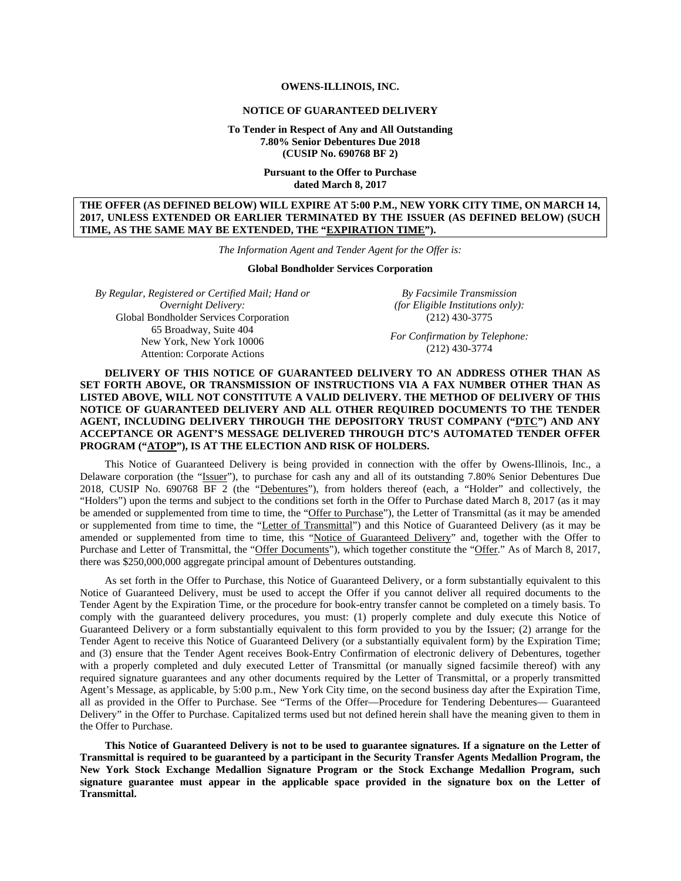**OWENS-ILLINOIS, INC.**

**NOTICE OF GUARANTEED DELIVERY**

**To Tender in Respect of Any and All Outstanding**
**7.80% Senior Debentures Due 2018**
**(CUSIP No. 690768 BF 2)**

**Pursuant to the Offer to Purchase**
**dated March 8, 2017**

**THE OFFER (AS DEFINED BELOW) WILL EXPIRE AT 5:00 P.M., NEW YORK CITY TIME, ON MARCH 14, 2017, UNLESS EXTENDED OR EARLIER TERMINATED BY THE ISSUER (AS DEFINED BELOW) (SUCH TIME, AS THE SAME MAY BE EXTENDED, THE "EXPIRATION TIME").**

*The Information Agent and Tender Agent for the Offer is:*

**Global Bondholder Services Corporation**

*By Regular, Registered or Certified Mail; Hand or Overnight Delivery:*
Global Bondholder Services Corporation
65 Broadway, Suite 404
New York, New York 10006
Attention: Corporate Actions

*By Facsimile Transmission (for Eligible Institutions only):*
(212) 430-3775

*For Confirmation by Telephone:*
(212) 430-3774

**DELIVERY OF THIS NOTICE OF GUARANTEED DELIVERY TO AN ADDRESS OTHER THAN AS SET FORTH ABOVE, OR TRANSMISSION OF INSTRUCTIONS VIA A FAX NUMBER OTHER THAN AS LISTED ABOVE, WILL NOT CONSTITUTE A VALID DELIVERY. THE METHOD OF DELIVERY OF THIS NOTICE OF GUARANTEED DELIVERY AND ALL OTHER REQUIRED DOCUMENTS TO THE TENDER AGENT, INCLUDING DELIVERY THROUGH THE DEPOSITORY TRUST COMPANY ("DTC") AND ANY ACCEPTANCE OR AGENT'S MESSAGE DELIVERED THROUGH DTC'S AUTOMATED TENDER OFFER PROGRAM ("ATOP"), IS AT THE ELECTION AND RISK OF HOLDERS.**

This Notice of Guaranteed Delivery is being provided in connection with the offer by Owens-Illinois, Inc., a Delaware corporation (the "Issuer"), to purchase for cash any and all of its outstanding 7.80% Senior Debentures Due 2018, CUSIP No. 690768 BF 2 (the "Debentures"), from holders thereof (each, a "Holder" and collectively, the "Holders") upon the terms and subject to the conditions set forth in the Offer to Purchase dated March 8, 2017 (as it may be amended or supplemented from time to time, the "Offer to Purchase"), the Letter of Transmittal (as it may be amended or supplemented from time to time, the "Letter of Transmittal") and this Notice of Guaranteed Delivery (as it may be amended or supplemented from time to time, this "Notice of Guaranteed Delivery" and, together with the Offer to Purchase and Letter of Transmittal, the "Offer Documents"), which together constitute the "Offer." As of March 8, 2017, there was $250,000,000 aggregate principal amount of Debentures outstanding.

As set forth in the Offer to Purchase, this Notice of Guaranteed Delivery, or a form substantially equivalent to this Notice of Guaranteed Delivery, must be used to accept the Offer if you cannot deliver all required documents to the Tender Agent by the Expiration Time, or the procedure for book-entry transfer cannot be completed on a timely basis. To comply with the guaranteed delivery procedures, you must: (1) properly complete and duly execute this Notice of Guaranteed Delivery or a form substantially equivalent to this form provided to you by the Issuer; (2) arrange for the Tender Agent to receive this Notice of Guaranteed Delivery (or a substantially equivalent form) by the Expiration Time; and (3) ensure that the Tender Agent receives Book-Entry Confirmation of electronic delivery of Debentures, together with a properly completed and duly executed Letter of Transmittal (or manually signed facsimile thereof) with any required signature guarantees and any other documents required by the Letter of Transmittal, or a properly transmitted Agent's Message, as applicable, by 5:00 p.m., New York City time, on the second business day after the Expiration Time, all as provided in the Offer to Purchase. See "Terms of the Offer—Procedure for Tendering Debentures— Guaranteed Delivery" in the Offer to Purchase. Capitalized terms used but not defined herein shall have the meaning given to them in the Offer to Purchase.

**This Notice of Guaranteed Delivery is not to be used to guarantee signatures. If a signature on the Letter of Transmittal is required to be guaranteed by a participant in the Security Transfer Agents Medallion Program, the New York Stock Exchange Medallion Signature Program or the Stock Exchange Medallion Program, such signature guarantee must appear in the applicable space provided in the signature box on the Letter of Transmittal.**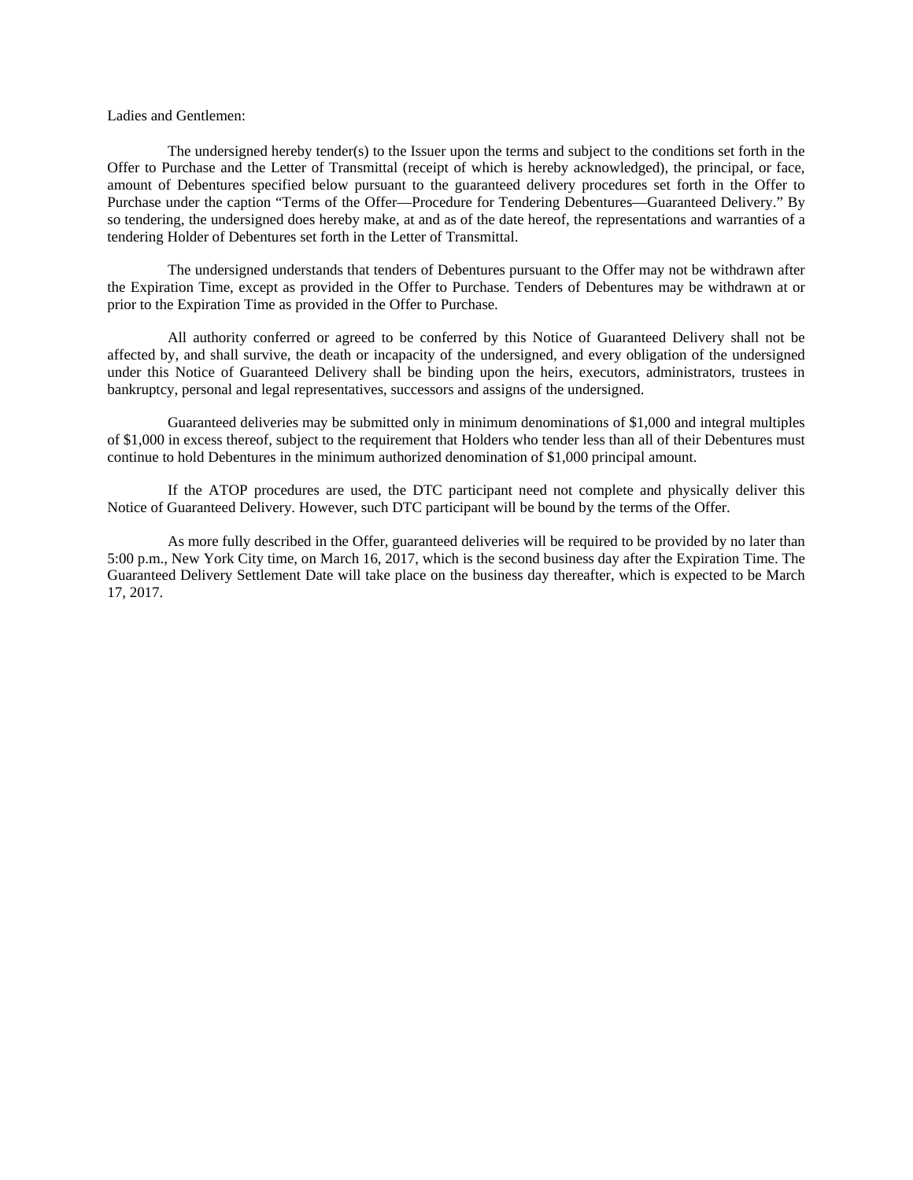Ladies and Gentlemen:

The undersigned hereby tender(s) to the Issuer upon the terms and subject to the conditions set forth in the Offer to Purchase and the Letter of Transmittal (receipt of which is hereby acknowledged), the principal, or face, amount of Debentures specified below pursuant to the guaranteed delivery procedures set forth in the Offer to Purchase under the caption "Terms of the Offer—Procedure for Tendering Debentures—Guaranteed Delivery." By so tendering, the undersigned does hereby make, at and as of the date hereof, the representations and warranties of a tendering Holder of Debentures set forth in the Letter of Transmittal.

The undersigned understands that tenders of Debentures pursuant to the Offer may not be withdrawn after the Expiration Time, except as provided in the Offer to Purchase. Tenders of Debentures may be withdrawn at or prior to the Expiration Time as provided in the Offer to Purchase.

All authority conferred or agreed to be conferred by this Notice of Guaranteed Delivery shall not be affected by, and shall survive, the death or incapacity of the undersigned, and every obligation of the undersigned under this Notice of Guaranteed Delivery shall be binding upon the heirs, executors, administrators, trustees in bankruptcy, personal and legal representatives, successors and assigns of the undersigned.

Guaranteed deliveries may be submitted only in minimum denominations of $1,000 and integral multiples of $1,000 in excess thereof, subject to the requirement that Holders who tender less than all of their Debentures must continue to hold Debentures in the minimum authorized denomination of $1,000 principal amount.

If the ATOP procedures are used, the DTC participant need not complete and physically deliver this Notice of Guaranteed Delivery. However, such DTC participant will be bound by the terms of the Offer.

As more fully described in the Offer, guaranteed deliveries will be required to be provided by no later than 5:00 p.m., New York City time, on March 16, 2017, which is the second business day after the Expiration Time. The Guaranteed Delivery Settlement Date will take place on the business day thereafter, which is expected to be March 17, 2017.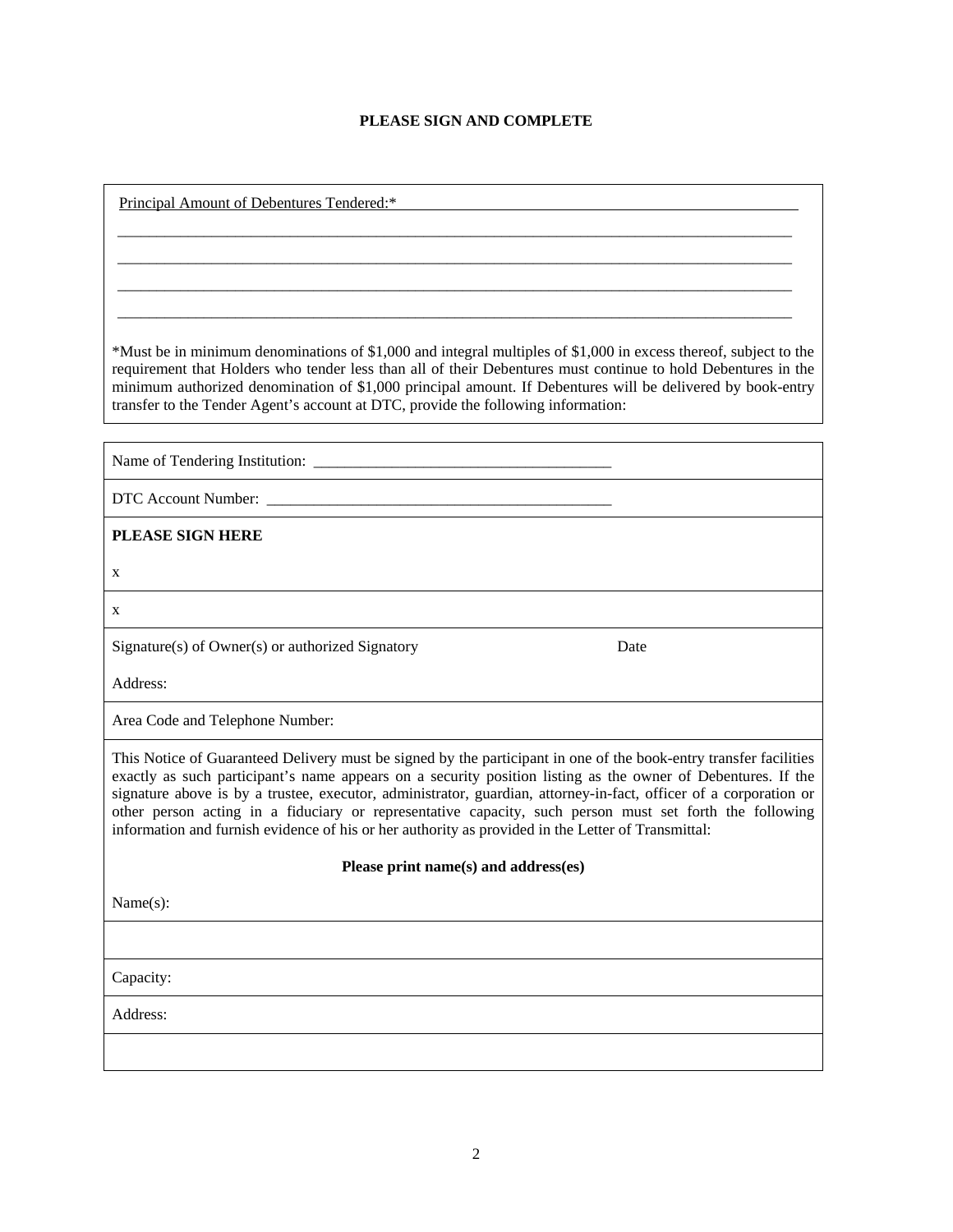**PLEASE SIGN AND COMPLETE**

Principal Amount of Debentures Tendered:*

\_\_\_\_\_\_\_\_\_\_\_\_\_\_\_\_\_\_\_\_\_\_\_\_\_\_\_\_\_\_\_\_\_\_\_\_\_\_\_\_\_\_\_\_\_\_\_\_\_\_\_\_\_\_\_\_\_\_\_\_\_\_\_\_\_\_\_\_\_\_\_\_\_\_\_\_\_\_\_\_\_\_\_\_\_\_\_\_\_\_

\_\_\_\_\_\_\_\_\_\_\_\_\_\_\_\_\_\_\_\_\_\_\_\_\_\_\_\_\_\_\_\_\_\_\_\_\_\_\_\_\_\_\_\_\_\_\_\_\_\_\_\_\_\_\_\_\_\_\_\_\_\_\_\_\_\_\_\_\_\_\_\_\_\_\_\_\_\_\_\_\_\_\_\_\_\_\_\_\_\_

\_\_\_\_\_\_\_\_\_\_\_\_\_\_\_\_\_\_\_\_\_\_\_\_\_\_\_\_\_\_\_\_\_\_\_\_\_\_\_\_\_\_\_\_\_\_\_\_\_\_\_\_\_\_\_\_\_\_\_\_\_\_\_\_\_\_\_\_\_\_\_\_\_\_\_\_\_\_\_\_\_\_\_\_\_\_\_\_\_\_

\_\_\_\_\_\_\_\_\_\_\_\_\_\_\_\_\_\_\_\_\_\_\_\_\_\_\_\_\_\_\_\_\_\_\_\_\_\_\_\_\_\_\_\_\_\_\_\_\_\_\_\_\_\_\_\_\_\_\_\_\_\_\_\_\_\_\_\_\_\_\_\_\_\_\_\_\_\_\_\_\_\_\_\_\_\_\_\_\_\_

*Must be in minimum denominations of $1,000 and integral multiples of $1,000 in excess thereof, subject to the requirement that Holders who tender less than all of their Debentures must continue to hold Debentures in the minimum authorized denomination of $1,000 principal amount. If Debentures will be delivered by book-entry transfer to the Tender Agent's account at DTC, provide the following information:

Name of Tendering Institution: \_\_\_\_\_\_\_\_\_\_\_\_\_\_\_\_\_\_\_\_\_\_\_\_\_\_\_\_\_\_\_\_\_\_\_\_\_\_\_\_

DTC Account Number: \_\_\_\_\_\_\_\_\_\_\_\_\_\_\_\_\_\_\_\_\_\_\_\_\_\_\_\_\_\_\_\_\_\_\_\_\_\_\_\_\_\_\_\_\_\_\_\_

**PLEASE SIGN HERE**

x

x

Signature(s) of Owner(s) or authorized Signatory                    Date

Address:

Area Code and Telephone Number:

This Notice of Guaranteed Delivery must be signed by the participant in one of the book-entry transfer facilities exactly as such participant's name appears on a security position listing as the owner of Debentures. If the signature above is by a trustee, executor, administrator, guardian, attorney-in-fact, officer of a corporation or other person acting in a fiduciary or representative capacity, such person must set forth the following information and furnish evidence of his or her authority as provided in the Letter of Transmittal:

**Please print name(s) and address(es)**

Name(s):

Capacity:

Address: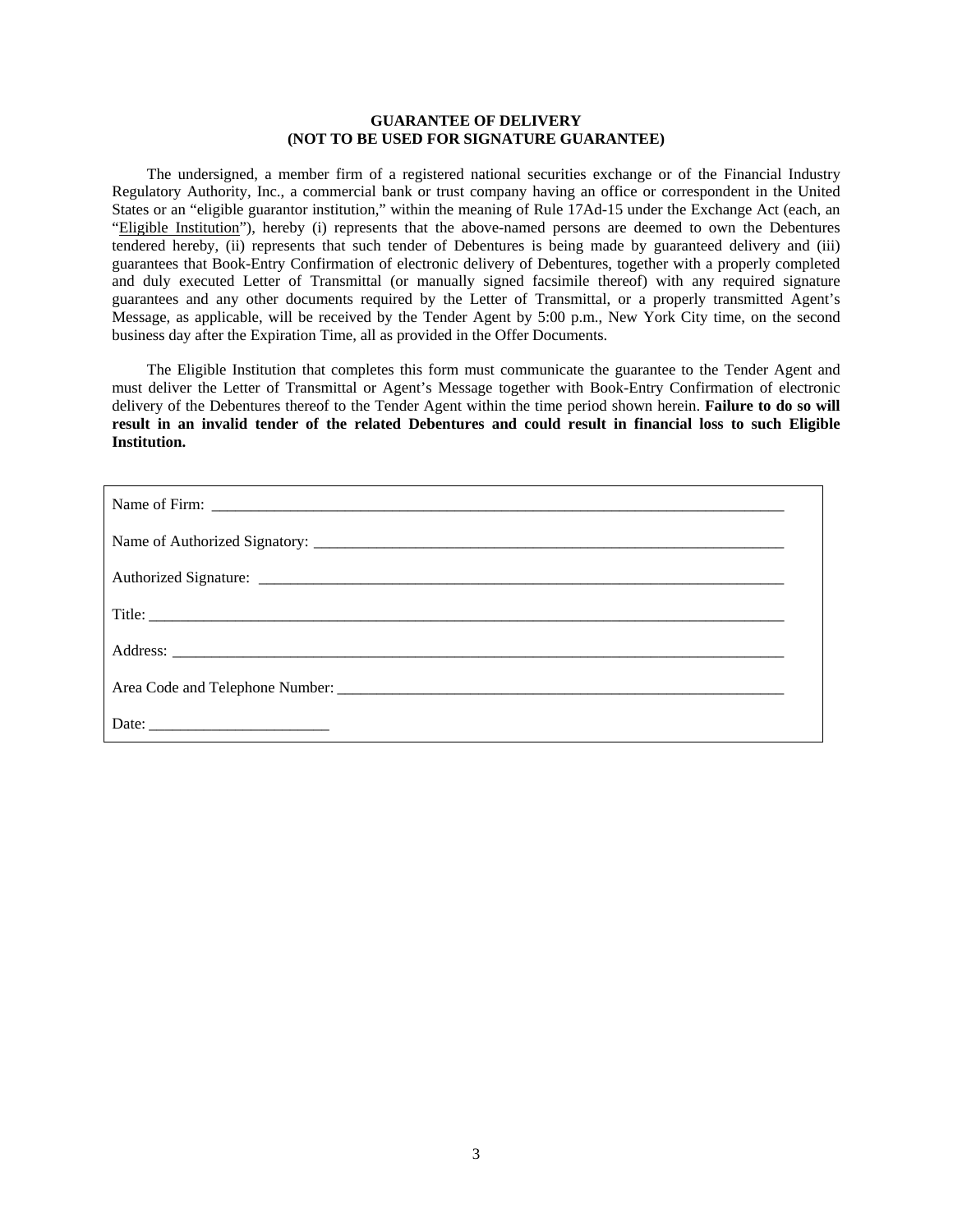**GUARANTEE OF DELIVERY**
**(NOT TO BE USED FOR SIGNATURE GUARANTEE)**

The undersigned, a member firm of a registered national securities exchange or of the Financial Industry Regulatory Authority, Inc., a commercial bank or trust company having an office or correspondent in the United States or an "eligible guarantor institution," within the meaning of Rule 17Ad-15 under the Exchange Act (each, an "Eligible Institution"), hereby (i) represents that the above-named persons are deemed to own the Debentures tendered hereby, (ii) represents that such tender of Debentures is being made by guaranteed delivery and (iii) guarantees that Book-Entry Confirmation of electronic delivery of Debentures, together with a properly completed and duly executed Letter of Transmittal (or manually signed facsimile thereof) with any required signature guarantees and any other documents required by the Letter of Transmittal, or a properly transmitted Agent's Message, as applicable, will be received by the Tender Agent by 5:00 p.m., New York City time, on the second business day after the Expiration Time, all as provided in the Offer Documents.

The Eligible Institution that completes this form must communicate the guarantee to the Tender Agent and must deliver the Letter of Transmittal or Agent's Message together with Book-Entry Confirmation of electronic delivery of the Debentures thereof to the Tender Agent within the time period shown herein. **Failure to do so will result in an invalid tender of the related Debentures and could result in financial loss to such Eligible Institution.**

Name of Firm: ______________________________________________

Name of Authorized Signatory: ______________________________________________

Authorized Signature: ______________________________________________

Title: ______________________________________________

Address: ______________________________________________

Area Code and Telephone Number: ______________________________________________

Date: ________________________